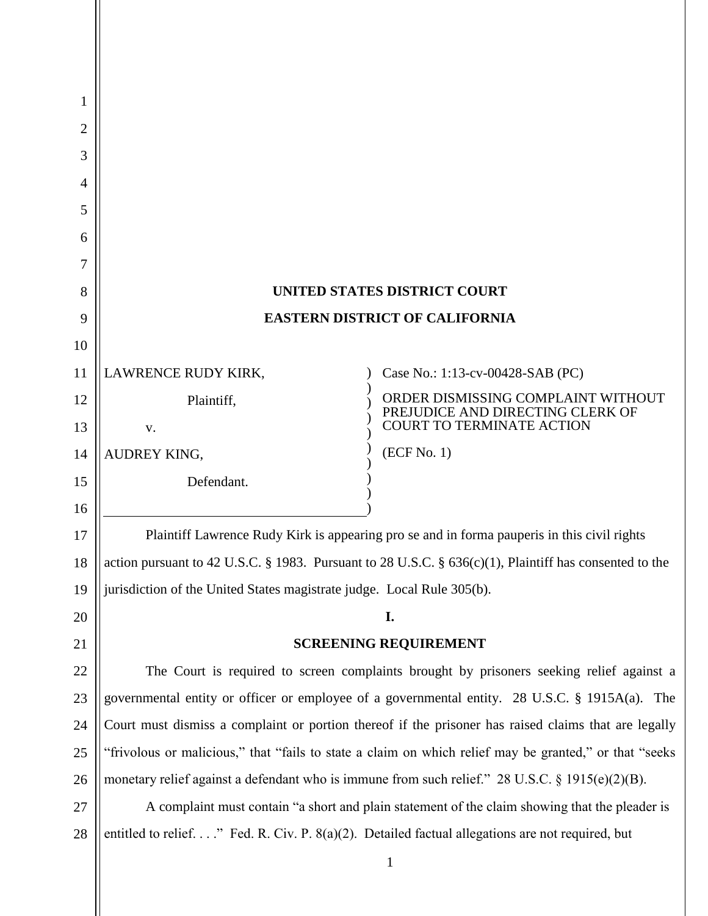**UNITED STATES DISTRICT COURT**

**EASTERN DISTRICT OF CALIFORNIA**

| | |
|---|---|
| LAWRENCE RUDY KIRK,<br><br>Plaintiff,<br><br>v.<br><br>AUDREY KING,<br><br>Defendant. | Case No.: 1:13-cv-00428-SAB (PC)<br><br>ORDER DISMISSING COMPLAINT WITHOUT PREJUDICE AND DIRECTING CLERK OF COURT TO TERMINATE ACTION<br><br>(ECF No. 1) |

Plaintiff Lawrence Rudy Kirk is appearing pro se and in forma pauperis in this civil rights action pursuant to 42 U.S.C. § 1983. Pursuant to 28 U.S.C. § 636(c)(1), Plaintiff has consented to the jurisdiction of the United States magistrate judge. Local Rule 305(b).

## I.

## SCREENING REQUIREMENT

The Court is required to screen complaints brought by prisoners seeking relief against a governmental entity or officer or employee of a governmental entity. 28 U.S.C. § 1915A(a). The Court must dismiss a complaint or portion thereof if the prisoner has raised claims that are legally "frivolous or malicious," that "fails to state a claim on which relief may be granted," or that "seeks monetary relief against a defendant who is immune from such relief." 28 U.S.C. § 1915(e)(2)(B).

A complaint must contain "a short and plain statement of the claim showing that the pleader is entitled to relief. . . ." Fed. R. Civ. P. 8(a)(2). Detailed factual allegations are not required, but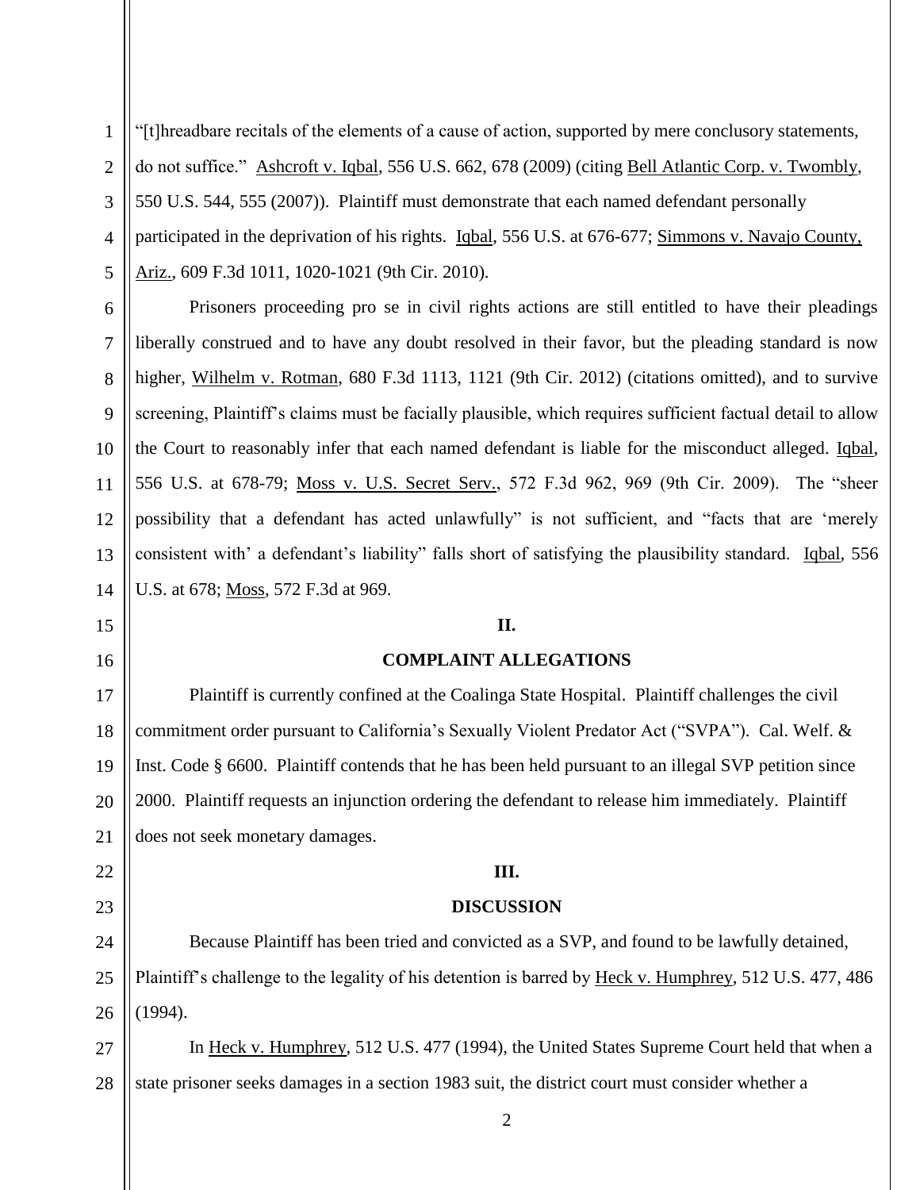"[t]hreadbare recitals of the elements of a cause of action, supported by mere conclusory statements, do not suffice." Ashcroft v. Iqbal, 556 U.S. 662, 678 (2009) (citing Bell Atlantic Corp. v. Twombly, 550 U.S. 544, 555 (2007)). Plaintiff must demonstrate that each named defendant personally participated in the deprivation of his rights. Iqbal, 556 U.S. at 676-677; Simmons v. Navajo County, Ariz., 609 F.3d 1011, 1020-1021 (9th Cir. 2010).

Prisoners proceeding pro se in civil rights actions are still entitled to have their pleadings liberally construed and to have any doubt resolved in their favor, but the pleading standard is now higher, Wilhelm v. Rotman, 680 F.3d 1113, 1121 (9th Cir. 2012) (citations omitted), and to survive screening, Plaintiff's claims must be facially plausible, which requires sufficient factual detail to allow the Court to reasonably infer that each named defendant is liable for the misconduct alleged. Iqbal, 556 U.S. at 678-79; Moss v. U.S. Secret Serv., 572 F.3d 962, 969 (9th Cir. 2009). The "sheer possibility that a defendant has acted unlawfully" is not sufficient, and "facts that are 'merely consistent with' a defendant's liability" falls short of satisfying the plausibility standard. Iqbal, 556 U.S. at 678; Moss, 572 F.3d at 969.

## II.

## COMPLAINT ALLEGATIONS

Plaintiff is currently confined at the Coalinga State Hospital. Plaintiff challenges the civil commitment order pursuant to California's Sexually Violent Predator Act ("SVPA"). Cal. Welf. & Inst. Code § 6600. Plaintiff contends that he has been held pursuant to an illegal SVP petition since 2000. Plaintiff requests an injunction ordering the defendant to release him immediately. Plaintiff does not seek monetary damages.

## III.

## DISCUSSION

Because Plaintiff has been tried and convicted as a SVP, and found to be lawfully detained, Plaintiff's challenge to the legality of his detention is barred by Heck v. Humphrey, 512 U.S. 477, 486 (1994).

In Heck v. Humphrey, 512 U.S. 477 (1994), the United States Supreme Court held that when a state prisoner seeks damages in a section 1983 suit, the district court must consider whether a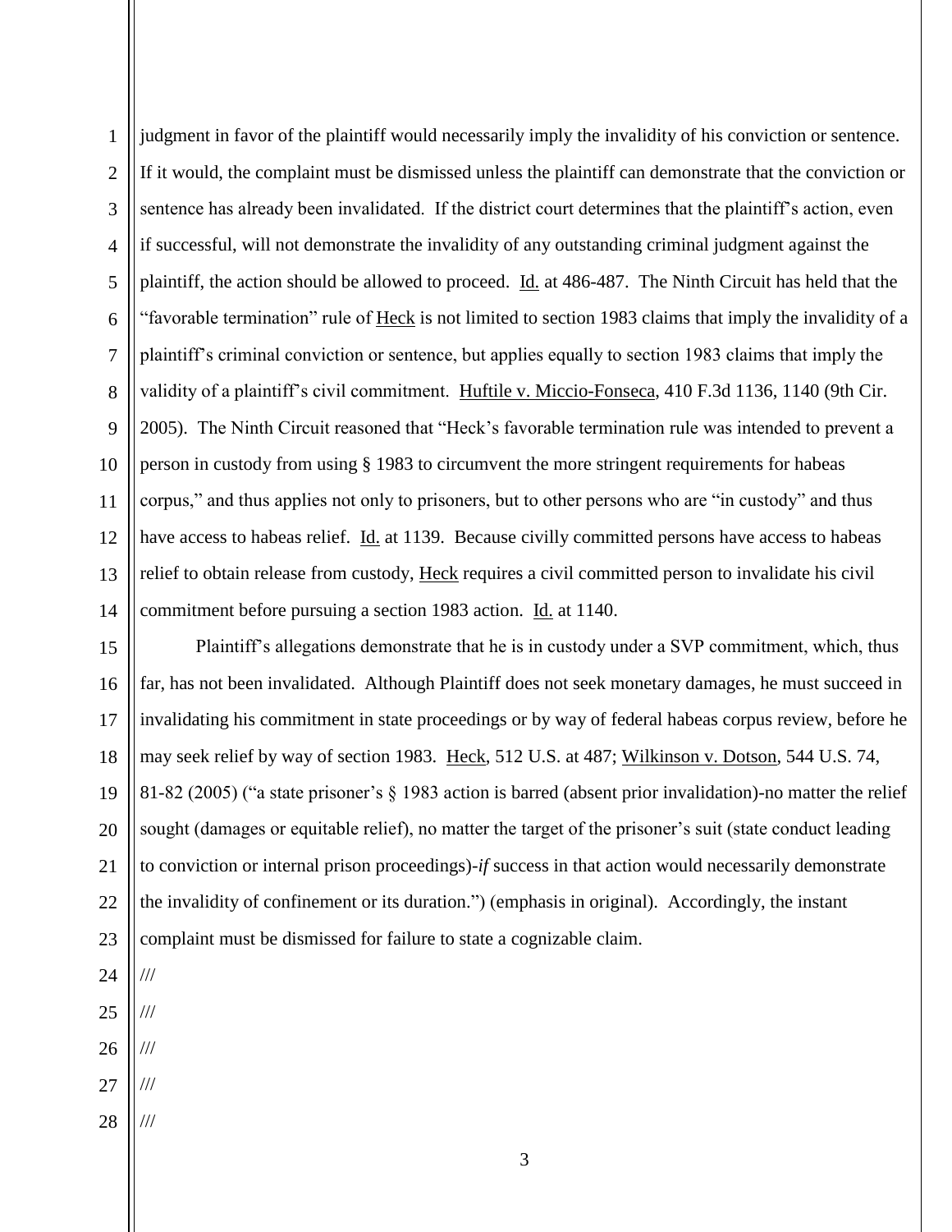judgment in favor of the plaintiff would necessarily imply the invalidity of his conviction or sentence. If it would, the complaint must be dismissed unless the plaintiff can demonstrate that the conviction or sentence has already been invalidated. If the district court determines that the plaintiff's action, even if successful, will not demonstrate the invalidity of any outstanding criminal judgment against the plaintiff, the action should be allowed to proceed. Id. at 486-487. The Ninth Circuit has held that the "favorable termination" rule of Heck is not limited to section 1983 claims that imply the invalidity of a plaintiff's criminal conviction or sentence, but applies equally to section 1983 claims that imply the validity of a plaintiff's civil commitment. Huftile v. Miccio-Fonseca, 410 F.3d 1136, 1140 (9th Cir. 2005). The Ninth Circuit reasoned that "Heck's favorable termination rule was intended to prevent a person in custody from using § 1983 to circumvent the more stringent requirements for habeas corpus," and thus applies not only to prisoners, but to other persons who are "in custody" and thus have access to habeas relief. Id. at 1139. Because civilly committed persons have access to habeas relief to obtain release from custody, Heck requires a civil committed person to invalidate his civil commitment before pursuing a section 1983 action. Id. at 1140.

Plaintiff's allegations demonstrate that he is in custody under a SVP commitment, which, thus far, has not been invalidated. Although Plaintiff does not seek monetary damages, he must succeed in invalidating his commitment in state proceedings or by way of federal habeas corpus review, before he may seek relief by way of section 1983. Heck, 512 U.S. at 487; Wilkinson v. Dotson, 544 U.S. 74, 81-82 (2005) ("a state prisoner's § 1983 action is barred (absent prior invalidation)-no matter the relief sought (damages or equitable relief), no matter the target of the prisoner's suit (state conduct leading to conviction or internal prison proceedings)-*if* success in that action would necessarily demonstrate the invalidity of confinement or its duration.") (emphasis in original). Accordingly, the instant complaint must be dismissed for failure to state a cognizable claim.

///

///

///

///

///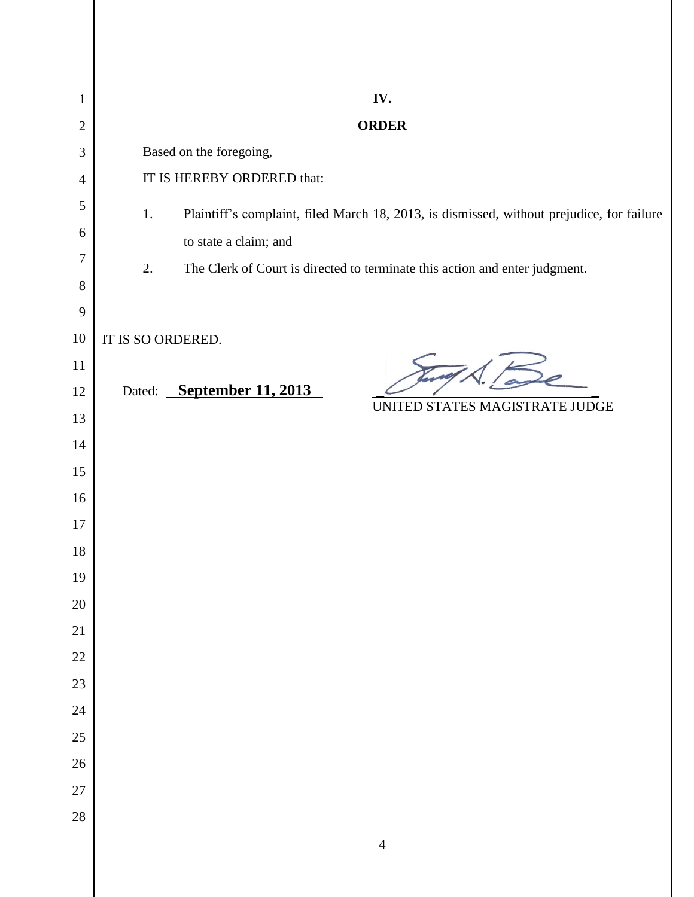## IV.

## ORDER

Based on the foregoing,

IT IS HEREBY ORDERED that:

1. Plaintiff's complaint, filed March 18, 2013, is dismissed, without prejudice, for failure to state a claim; and
2. The Clerk of Court is directed to terminate this action and enter judgment.

IT IS SO ORDERED.

Dated: **September 11, 2013**

UNITED STATES MAGISTRATE JUDGE